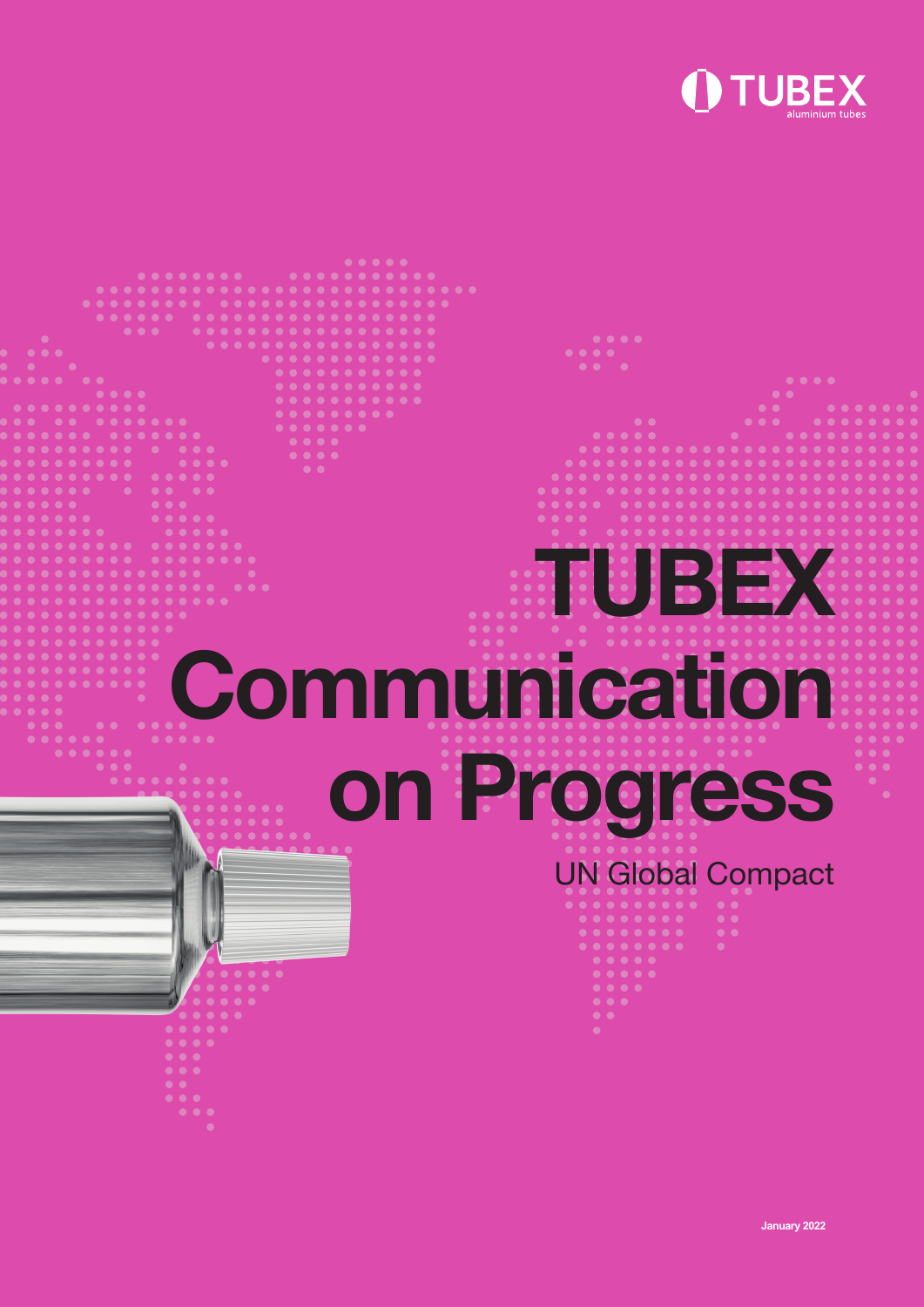TUBEX
aluminium tubes

# TUBEX Communication on Progress

UN Global Compact

January 2022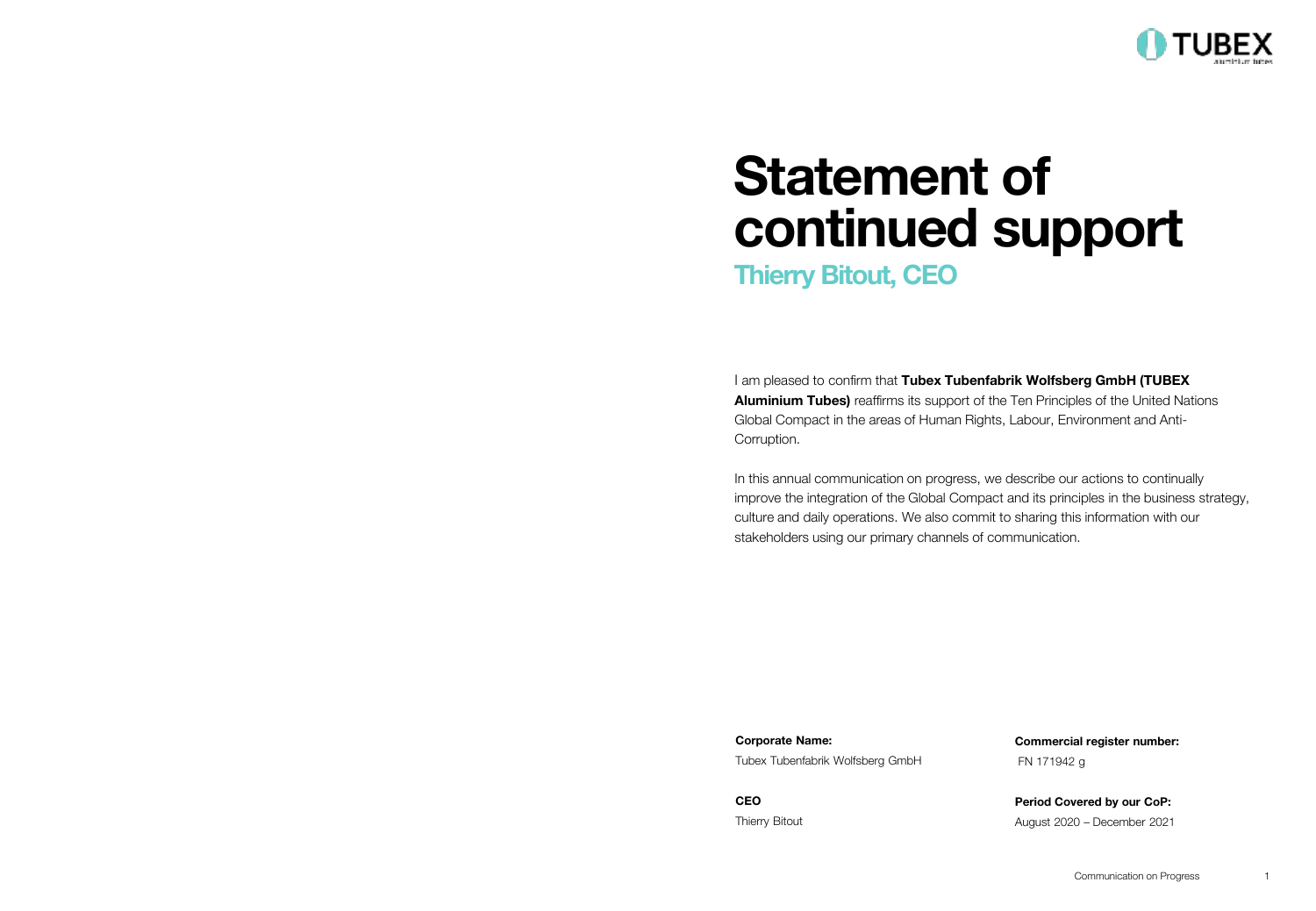# Statement of continued support

## Thierry Bitout, CEO

I am pleased to confirm that **Tubex Tubenfabrik Wolfsberg GmbH (TUBEX Aluminium Tubes)** reaffirms its support of the Ten Principles of the United Nations Global Compact in the areas of Human Rights, Labour, Environment and Anti-Corruption.

In this annual communication on progress, we describe our actions to continually improve the integration of the Global Compact and its principles in the business strategy, culture and daily operations. We also commit to sharing this information with our stakeholders using our primary channels of communication.

**Corporate Name:**
Tubex Tubenfabrik Wolfsberg GmbH

**CEO**
Thierry Bitout

**Commercial register number:**
FN 171942 g

**Period Covered by our CoP:**
August 2020 – December 2021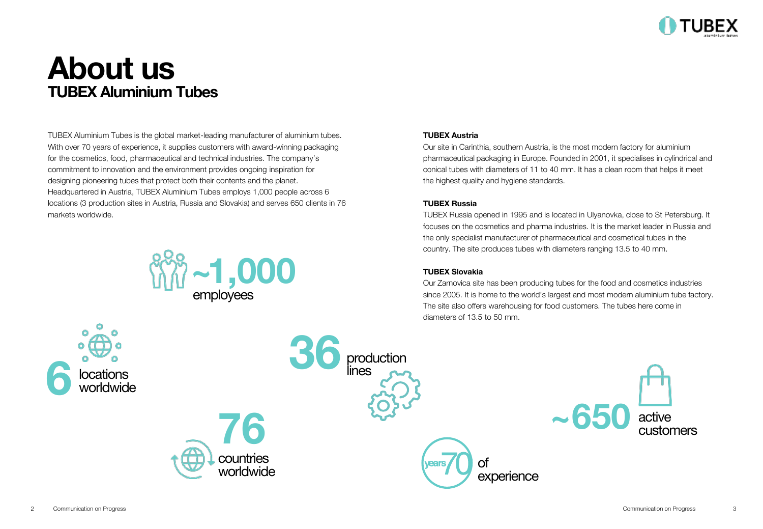# About us

## TUBEX Aluminium Tubes

TUBEX Aluminium Tubes is the global market-leading manufacturer of aluminium tubes. With over 70 years of experience, it supplies customers with award-winning packaging for the cosmetics, food, pharmaceutical and technical industries. The company's commitment to innovation and the environment provides ongoing inspiration for designing pioneering tubes that protect both their contents and the planet. Headquartered in Austria, TUBEX Aluminium Tubes employs 1,000 people across 6 locations (3 production sites in Austria, Russia and Slovakia) and serves 650 clients in 76 markets worldwide.

**~1,000** employees

**6** locations worldwide

**36** production lines

**76** countries worldwide

**70** years of experience

**~650** active customers

**TUBEX Austria**

Our site in Carinthia, southern Austria, is the most modern factory for aluminium pharmaceutical packaging in Europe. Founded in 2001, it specialises in cylindrical and conical tubes with diameters of 11 to 40 mm. It has a clean room that helps it meet the highest quality and hygiene standards.

**TUBEX Russia**

TUBEX Russia opened in 1995 and is located in Ulyanovka, close to St Petersburg. It focuses on the cosmetics and pharma industries. It is the market leader in Russia and the only specialist manufacturer of pharmaceutical and cosmetical tubes in the country. The site produces tubes with diameters ranging 13.5 to 40 mm.

**TUBEX Slovakia**

Our Zarnovica site has been producing tubes for the food and cosmetics industries since 2005. It is home to the world's largest and most modern aluminium tube factory. The site also offers warehousing for food customers. The tubes here come in diameters of 13.5 to 50 mm.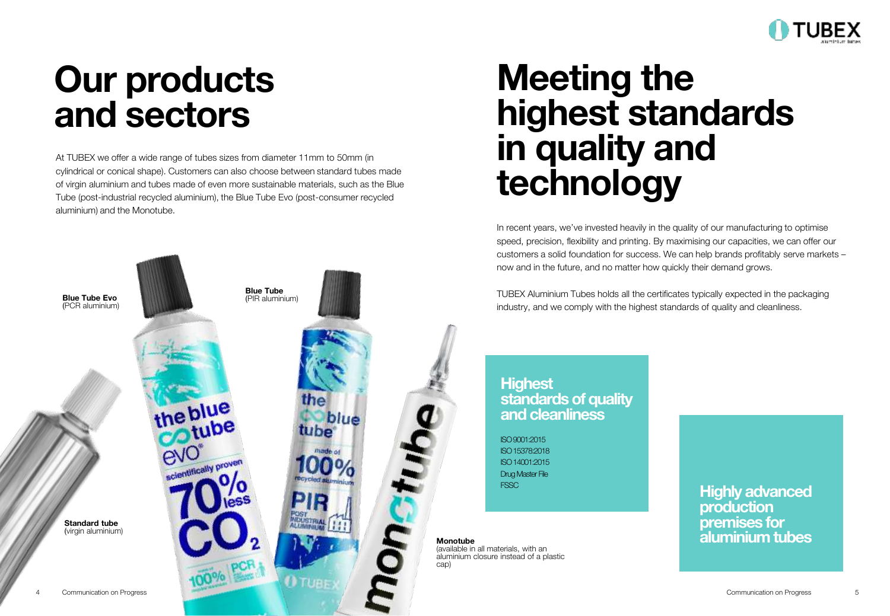# Our products and sectors

At TUBEX we offer a wide range of tubes sizes from diameter 11mm to 50mm (in cylindrical or conical shape). Customers can also choose between standard tubes made of virgin aluminium and tubes made of even more sustainable materials, such as the Blue Tube (post-industrial recycled aluminium), the Blue Tube Evo (post-consumer recycled aluminium) and the Monotube.

**Blue Tube Evo**
(PCR aluminium)

**Blue Tube**
(PIR aluminium)

**Standard tube**
(virgin aluminium)

**Monotube**
(available in all materials, with an aluminium closure instead of a plastic cap)

# Meeting the highest standards in quality and technology

In recent years, we've invested heavily in the quality of our manufacturing to optimise speed, precision, flexibility and printing. By maximising our capacities, we can offer our customers a solid foundation for success. We can help brands profitably serve markets – now and in the future, and no matter how quickly their demand grows.

TUBEX Aluminium Tubes holds all the certificates typically expected in the packaging industry, and we comply with the highest standards of quality and cleanliness.

## Highest standards of quality and cleanliness

ISO 9001:2015
ISO 15378:2018
ISO 14001:2015
Drug Master File
FSSC

## Highly advanced production premises for aluminium tubes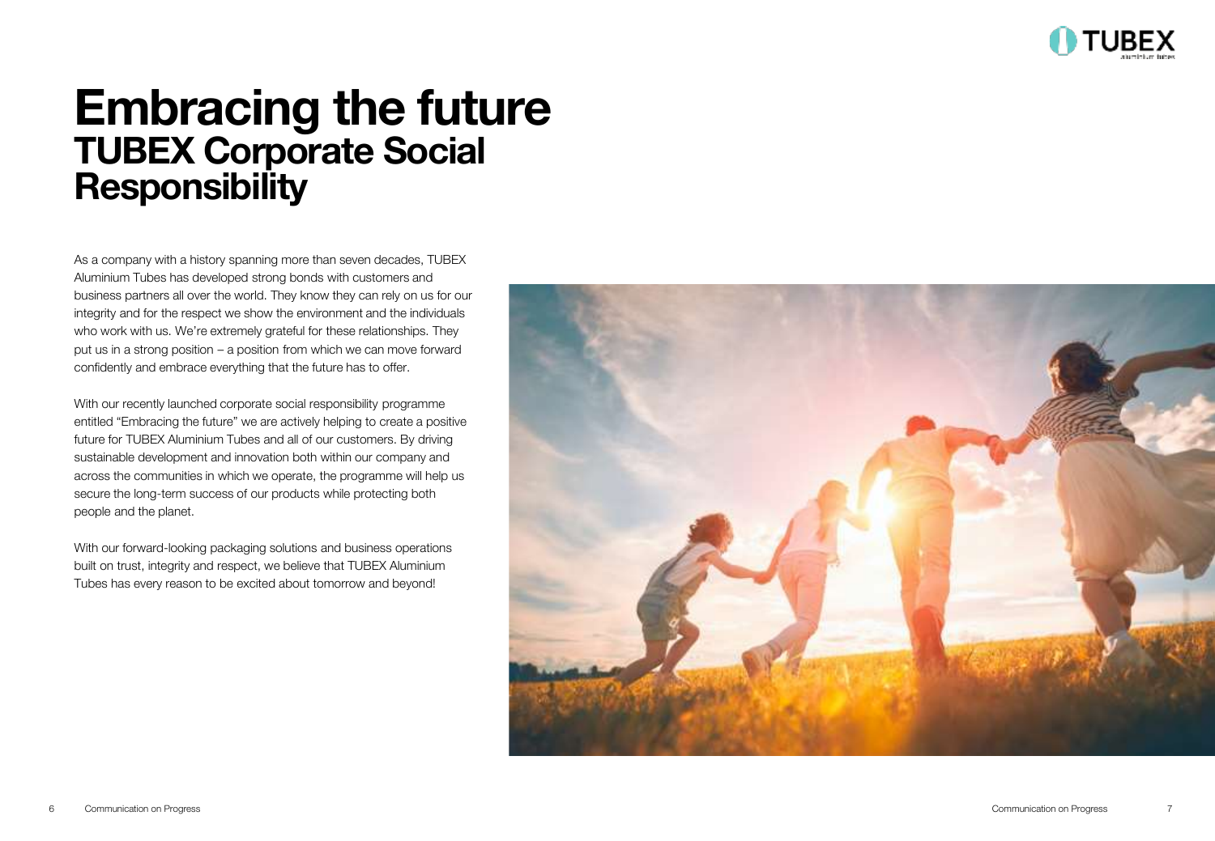# Embracing the future

## TUBEX Corporate Social Responsibility

As a company with a history spanning more than seven decades, TUBEX Aluminium Tubes has developed strong bonds with customers and business partners all over the world. They know they can rely on us for our integrity and for the respect we show the environment and the individuals who work with us. We're extremely grateful for these relationships. They put us in a strong position – a position from which we can move forward confidently and embrace everything that the future has to offer.

With our recently launched corporate social responsibility programme entitled "Embracing the future" we are actively helping to create a positive future for TUBEX Aluminium Tubes and all of our customers. By driving sustainable development and innovation both within our company and across the communities in which we operate, the programme will help us secure the long-term success of our products while protecting both people and the planet.

With our forward-looking packaging solutions and business operations built on trust, integrity and respect, we believe that TUBEX Aluminium Tubes has every reason to be excited about tomorrow and beyond!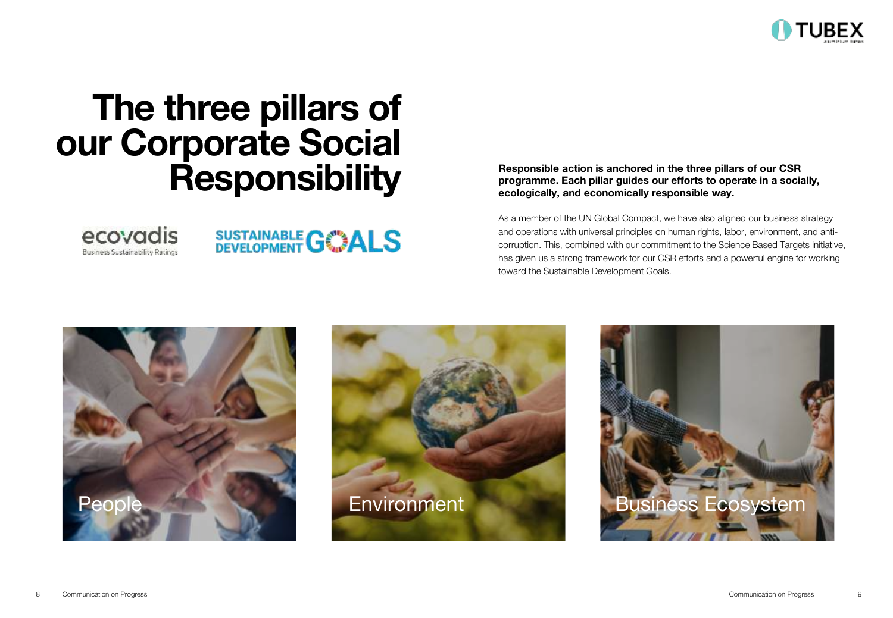# The three pillars of our Corporate Social Responsibility

**Responsible action is anchored in the three pillars of our CSR programme. Each pillar guides our efforts to operate in a socially, ecologically, and economically responsible way.**

As a member of the UN Global Compact, we have also aligned our business strategy and operations with universal principles on human rights, labor, environment, and anti-corruption. This, combined with our commitment to the Science Based Targets initiative, has given us a strong framework for our CSR efforts and a powerful engine for working toward the Sustainable Development Goals.

People

Environment

Business Ecosystem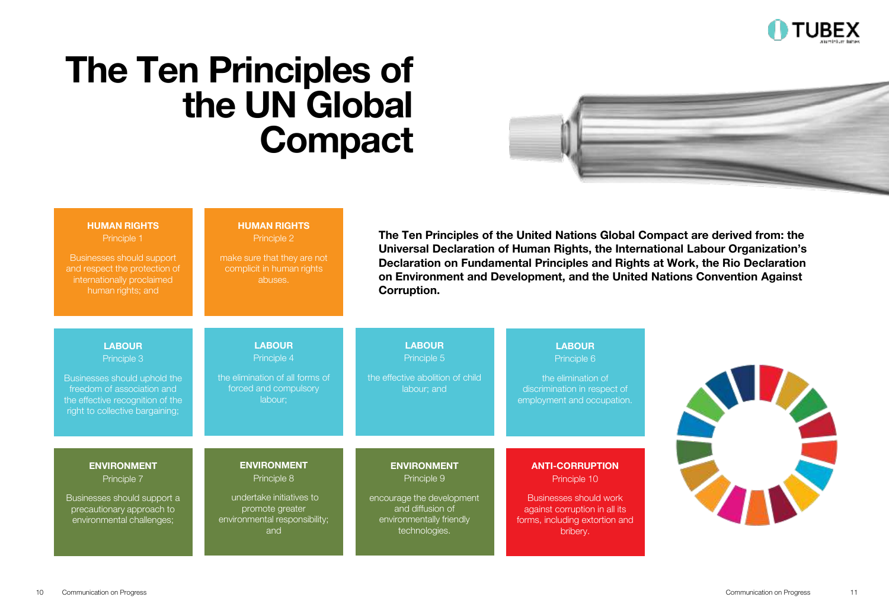# The Ten Principles of the UN Global Compact

**The Ten Principles of the United Nations Global Compact are derived from: the Universal Declaration of Human Rights, the International Labour Organization's Declaration on Fundamental Principles and Rights at Work, the Rio Declaration on Environment and Development, and the United Nations Convention Against Corruption.**

**HUMAN RIGHTS**
Principle 1

Businesses should support and respect the protection of internationally proclaimed human rights; and

**HUMAN RIGHTS**
Principle 2

make sure that they are not complicit in human rights abuses.

**LABOUR**
Principle 3

Businesses should uphold the freedom of association and the effective recognition of the right to collective bargaining;

**LABOUR**
Principle 4

the elimination of all forms of forced and compulsory labour;

**LABOUR**
Principle 5

the effective abolition of child labour; and

**LABOUR**
Principle 6

the elimination of discrimination in respect of employment and occupation.

**ENVIRONMENT**
Principle 7

Businesses should support a precautionary approach to environmental challenges;

**ENVIRONMENT**
Principle 8

undertake initiatives to promote greater environmental responsibility; and

**ENVIRONMENT**
Principle 9

encourage the development and diffusion of environmentally friendly technologies.

**ANTI-CORRUPTION**
Principle 10

Businesses should work against corruption in all its forms, including extortion and bribery.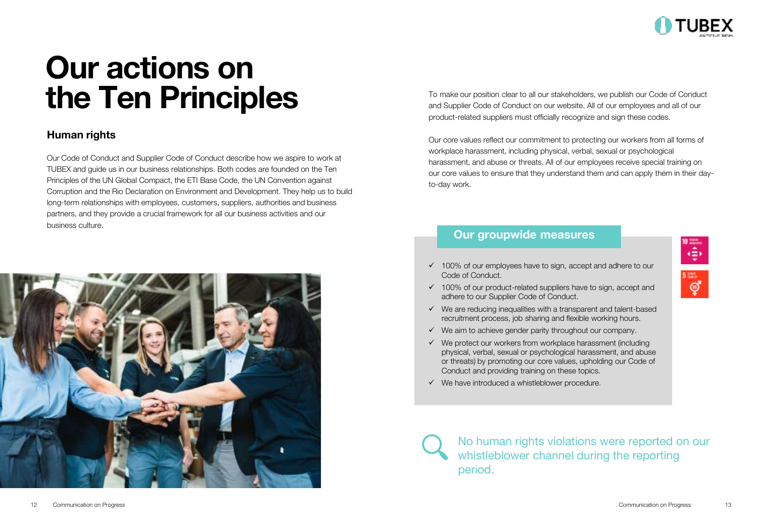# Our actions on the Ten Principles

## Human rights

Our Code of Conduct and Supplier Code of Conduct describe how we aspire to work at TUBEX and guide us in our business relationships. Both codes are founded on the Ten Principles of the UN Global Compact, the ETI Base Code, the UN Convention against Corruption and the Rio Declaration on Environment and Development. They help us to build long-term relationships with employees, customers, suppliers, authorities and business partners, and they provide a crucial framework for all our business activities and our business culture.

To make our position clear to all our stakeholders, we publish our Code of Conduct and Supplier Code of Conduct on our website. All of our employees and all of our product-related suppliers must officially recognize and sign these codes.

Our core values reflect our commitment to protecting our workers from all forms of workplace harassment, including physical, verbal, sexual or psychological harassment, and abuse or threats. All of our employees receive special training on our core values to ensure that they understand them and can apply them in their day-to-day work.

### Our groupwide measures

- ✓ 100% of our employees have to sign, accept and adhere to our Code of Conduct.
- ✓ 100% of our product-related suppliers have to sign, accept and adhere to our Supplier Code of Conduct.
- ✓ We are reducing inequalities with a transparent and talent-based recruitment process, job sharing and flexible working hours.
- ✓ We aim to achieve gender parity throughout our company.
- ✓ We protect our workers from workplace harassment (including physical, verbal, sexual or psychological harassment, and abuse or threats) by promoting our core values, upholding our Code of Conduct and providing training on these topics.
- ✓ We have introduced a whistleblower procedure.

No human rights violations were reported on our whistleblower channel during the reporting period.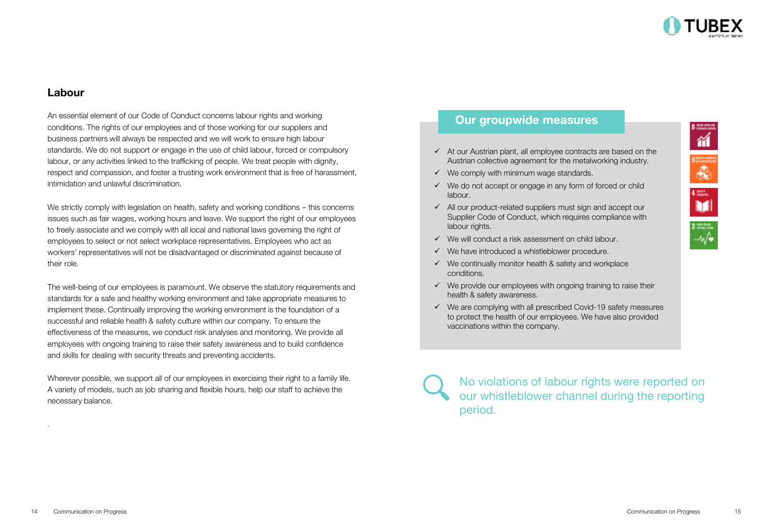## Labour

An essential element of our Code of Conduct concerns labour rights and working conditions. The rights of our employees and of those working for our suppliers and business partners will always be respected and we will work to ensure high labour standards. We do not support or engage in the use of child labour, forced or compulsory labour, or any activities linked to the trafficking of people. We treat people with dignity, respect and compassion, and foster a trusting work environment that is free of harassment, intimidation and unlawful discrimination.

We strictly comply with legislation on health, safety and working conditions – this concerns issues such as fair wages, working hours and leave. We support the right of our employees to freely associate and we comply with all local and national laws governing the right of employees to select or not select workplace representatives. Employees who act as workers' representatives will not be disadvantaged or discriminated against because of their role.

The well-being of our employees is paramount. We observe the statutory requirements and standards for a safe and healthy working environment and take appropriate measures to implement these. Continually improving the working environment is the foundation of a successful and reliable health & safety culture within our company. To ensure the effectiveness of the measures, we conduct risk analyses and monitoring. We provide all employees with ongoing training to raise their safety awareness and to build confidence and skills for dealing with security threats and preventing accidents.

Wherever possible, we support all of our employees in exercising their right to a family life. A variety of models, such as job sharing and flexible hours, help our staff to achieve the necessary balance.

### Our groupwide measures

- ✓ At our Austrian plant, all employee contracts are based on the Austrian collective agreement for the metalworking industry.
- ✓ We comply with minimum wage standards.
- ✓ We do not accept or engage in any form of forced or child labour.
- ✓ All our product-related suppliers must sign and accept our Supplier Code of Conduct, which requires compliance with labour rights.
- ✓ We will conduct a risk assessment on child labour.
- ✓ We have introduced a whistleblower procedure.
- ✓ We continually monitor health & safety and workplace conditions.
- ✓ We provide our employees with ongoing training to raise their health & safety awareness.
- ✓ We are complying with all prescribed Covid-19 safety measures to protect the health of our employees. We have also provided vaccinations within the company.

No violations of labour rights were reported on our whistleblower channel during the reporting period.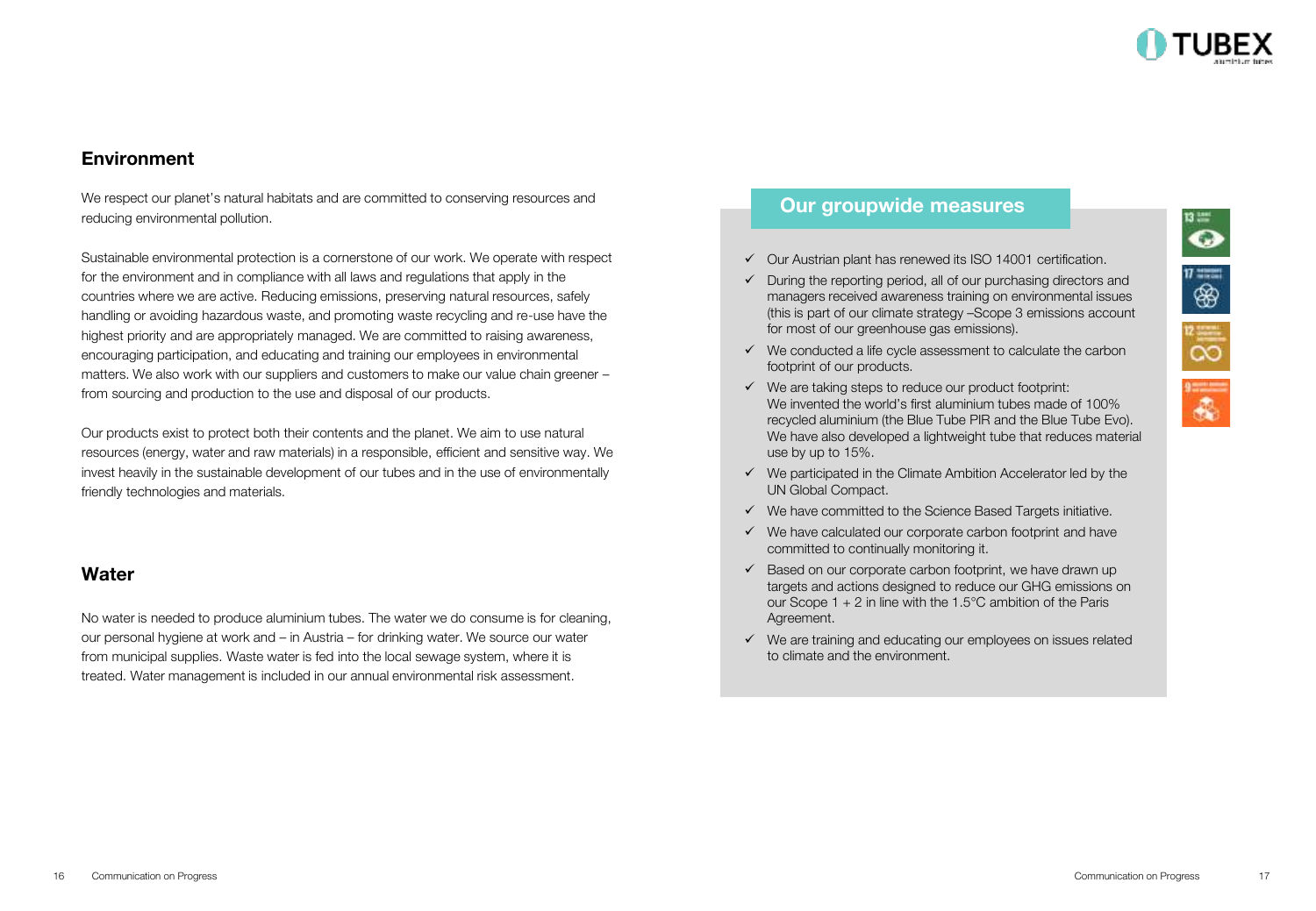## Environment

We respect our planet's natural habitats and are committed to conserving resources and reducing environmental pollution.

Sustainable environmental protection is a cornerstone of our work. We operate with respect for the environment and in compliance with all laws and regulations that apply in the countries where we are active. Reducing emissions, preserving natural resources, safely handling or avoiding hazardous waste, and promoting waste recycling and re-use have the highest priority and are appropriately managed. We are committed to raising awareness, encouraging participation, and educating and training our employees in environmental matters. We also work with our suppliers and customers to make our value chain greener – from sourcing and production to the use and disposal of our products.

Our products exist to protect both their contents and the planet. We aim to use natural resources (energy, water and raw materials) in a responsible, efficient and sensitive way. We invest heavily in the sustainable development of our tubes and in the use of environmentally friendly technologies and materials.

## Water

No water is needed to produce aluminium tubes. The water we do consume is for cleaning, our personal hygiene at work and – in Austria – for drinking water. We source our water from municipal supplies. Waste water is fed into the local sewage system, where it is treated. Water management is included in our annual environmental risk assessment.

### Our groupwide measures

- ✓ Our Austrian plant has renewed its ISO 14001 certification.
- ✓ During the reporting period, all of our purchasing directors and managers received awareness training on environmental issues (this is part of our climate strategy –Scope 3 emissions account for most of our greenhouse gas emissions).
- ✓ We conducted a life cycle assessment to calculate the carbon footprint of our products.
- ✓ We are taking steps to reduce our product footprint: We invented the world's first aluminium tubes made of 100% recycled aluminium (the Blue Tube PIR and the Blue Tube Evo). We have also developed a lightweight tube that reduces material use by up to 15%.
- ✓ We participated in the Climate Ambition Accelerator led by the UN Global Compact.
- ✓ We have committed to the Science Based Targets initiative.
- ✓ We have calculated our corporate carbon footprint and have committed to continually monitoring it.
- ✓ Based on our corporate carbon footprint, we have drawn up targets and actions designed to reduce our GHG emissions on our Scope 1 + 2 in line with the 1.5°C ambition of the Paris Agreement.
- ✓ We are training and educating our employees on issues related to climate and the environment.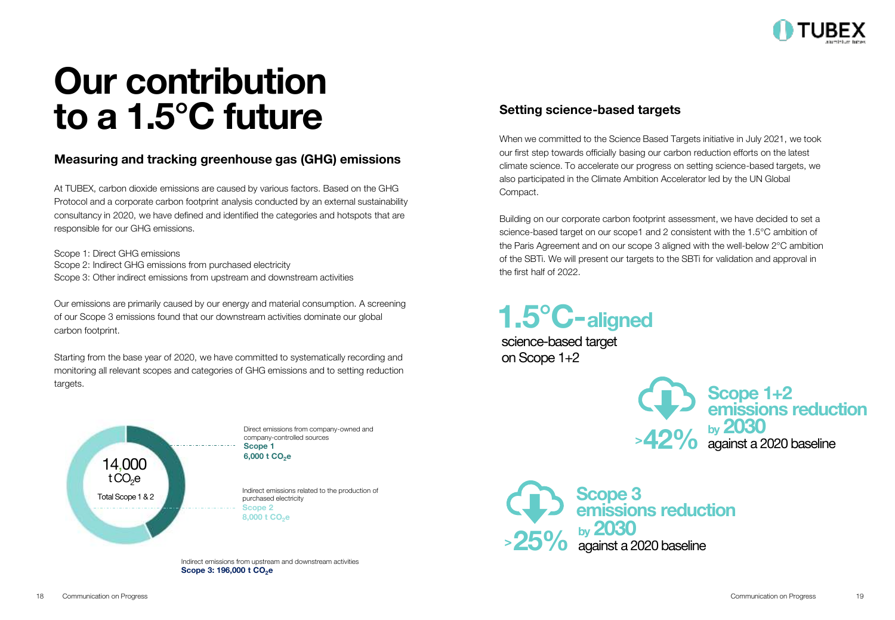# Our contribution to a 1.5°C future

## Measuring and tracking greenhouse gas (GHG) emissions

At TUBEX, carbon dioxide emissions are caused by various factors. Based on the GHG Protocol and a corporate carbon footprint analysis conducted by an external sustainability consultancy in 2020, we have defined and identified the categories and hotspots that are responsible for our GHG emissions.

Scope 1: Direct GHG emissions
Scope 2: Indirect GHG emissions from purchased electricity
Scope 3: Other indirect emissions from upstream and downstream activities

Our emissions are primarily caused by our energy and material consumption. A screening of our Scope 3 emissions found that our downstream activities dominate our global carbon footprint.

Starting from the base year of 2020, we have committed to systematically recording and monitoring all relevant scopes and categories of GHG emissions and to setting reduction targets.

14,000 t $CO_2e$
Total Scope 1 & 2

Direct emissions from company-owned and company-controlled sources
**Scope 1**
**6,000 t $CO_2e$**

Indirect emissions related to the production of purchased electricity
**Scope 2**
**8,000 t $CO_2e$**

Indirect emissions from upstream and downstream activities
**Scope 3: 196,000 t $CO_2e$**

### Setting science-based targets

When we committed to the Science Based Targets initiative in July 2021, we took our first step towards officially basing our carbon reduction efforts on the latest climate science. To accelerate our progress on setting science-based targets, we also participated in the Climate Ambition Accelerator led by the UN Global Compact.

Building on our corporate carbon footprint assessment, we have decided to set a science-based target on our scope1 and 2 consistent with the 1.5°C ambition of the Paris Agreement and on our scope 3 aligned with the well-below 2°C ambition of the SBTi. We will present our targets to the SBTi for validation and approval in the first half of 2022.

**1.5°C-aligned**
science-based target on Scope 1+2

**>42%** **Scope 1+2 emissions reduction by 2030** against a 2020 baseline

**>25%** **Scope 3 emissions reduction by 2030** against a 2020 baseline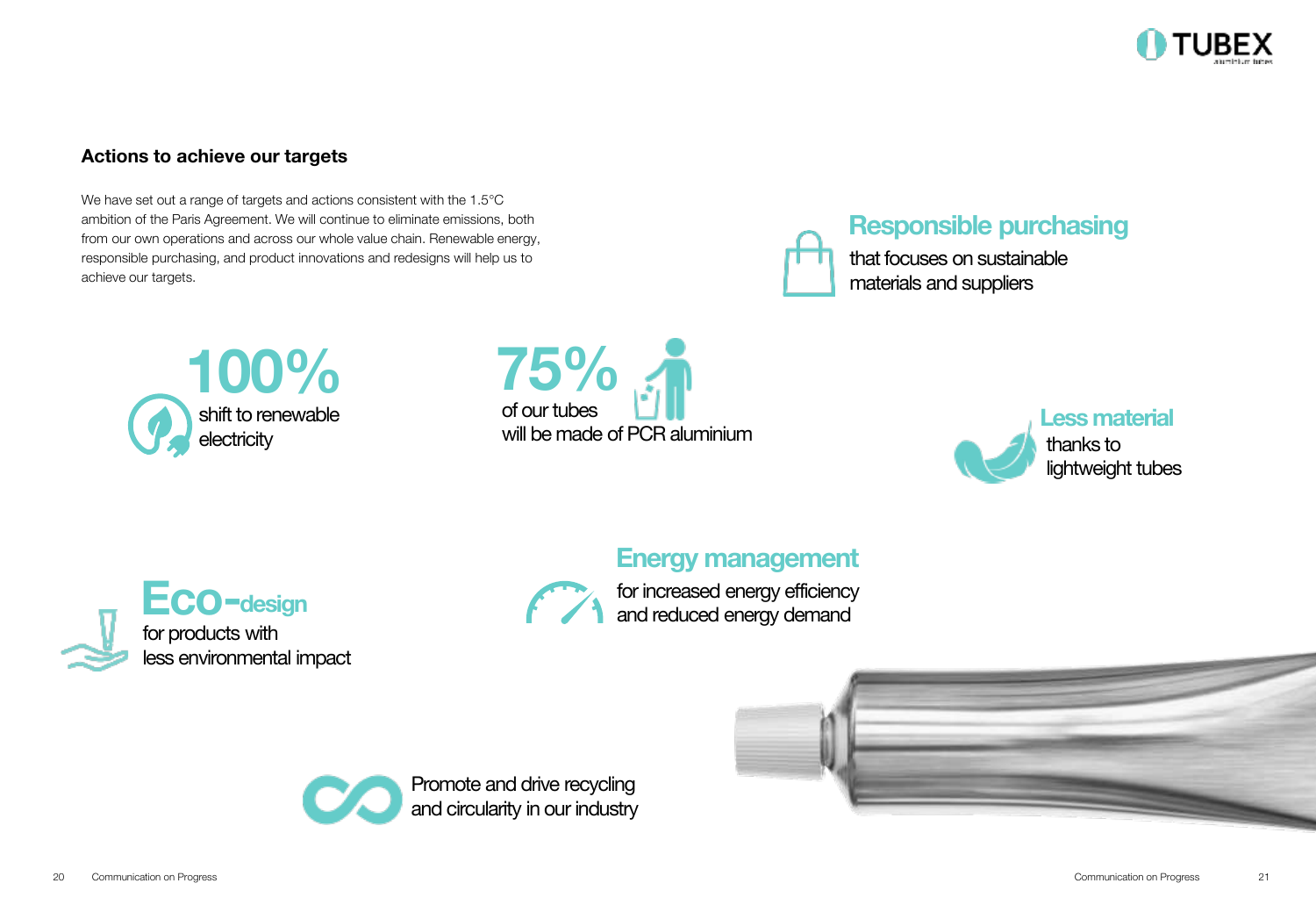## Actions to achieve our targets

We have set out a range of targets and actions consistent with the 1.5°C ambition of the Paris Agreement. We will continue to eliminate emissions, both from our own operations and across our whole value chain. Renewable energy, responsible purchasing, and product innovations and redesigns will help us to achieve our targets.

**Responsible purchasing**
that focuses on sustainable materials and suppliers

**100%**
shift to renewable electricity

**75%**
of our tubes will be made of PCR aluminium

**Less material**
thanks to lightweight tubes

**Eco-design**
for products with less environmental impact

**Energy management**
for increased energy efficiency and reduced energy demand

Promote and drive recycling and circularity in our industry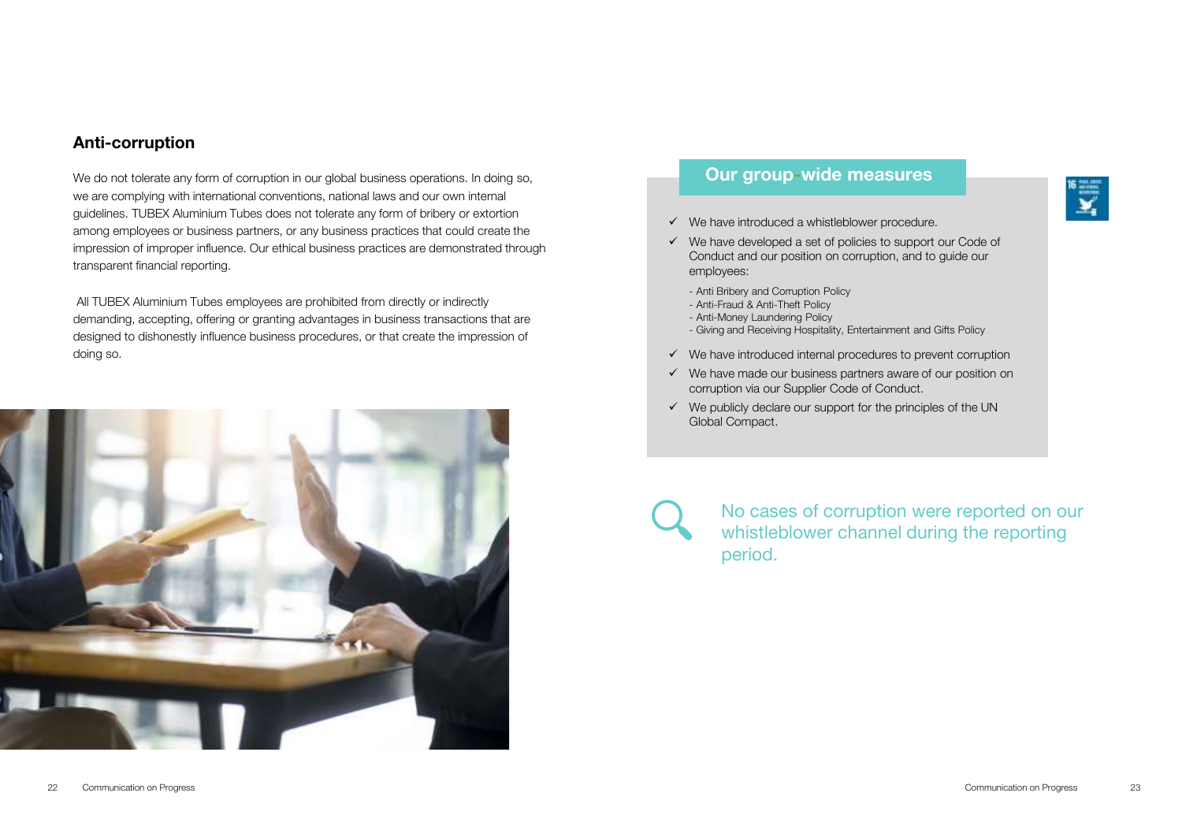## Anti-corruption

We do not tolerate any form of corruption in our global business operations. In doing so, we are complying with international conventions, national laws and our own internal guidelines. TUBEX Aluminium Tubes does not tolerate any form of bribery or extortion among employees or business partners, or any business practices that could create the impression of improper influence. Our ethical business practices are demonstrated through transparent financial reporting.

All TUBEX Aluminium Tubes employees are prohibited from directly or indirectly demanding, accepting, offering or granting advantages in business transactions that are designed to dishonestly influence business procedures, or that create the impression of doing so.

### Our group-wide measures

- ✓ We have introduced a whistleblower procedure.
- ✓ We have developed a set of policies to support our Code of Conduct and our position on corruption, and to guide our employees:
  - Anti Bribery and Corruption Policy
  - Anti-Fraud & Anti-Theft Policy
  - Anti-Money Laundering Policy
  - Giving and Receiving Hospitality, Entertainment and Gifts Policy
- ✓ We have introduced internal procedures to prevent corruption
- ✓ We have made our business partners aware of our position on corruption via our Supplier Code of Conduct.
- ✓ We publicly declare our support for the principles of the UN Global Compact.

No cases of corruption were reported on our whistleblower channel during the reporting period.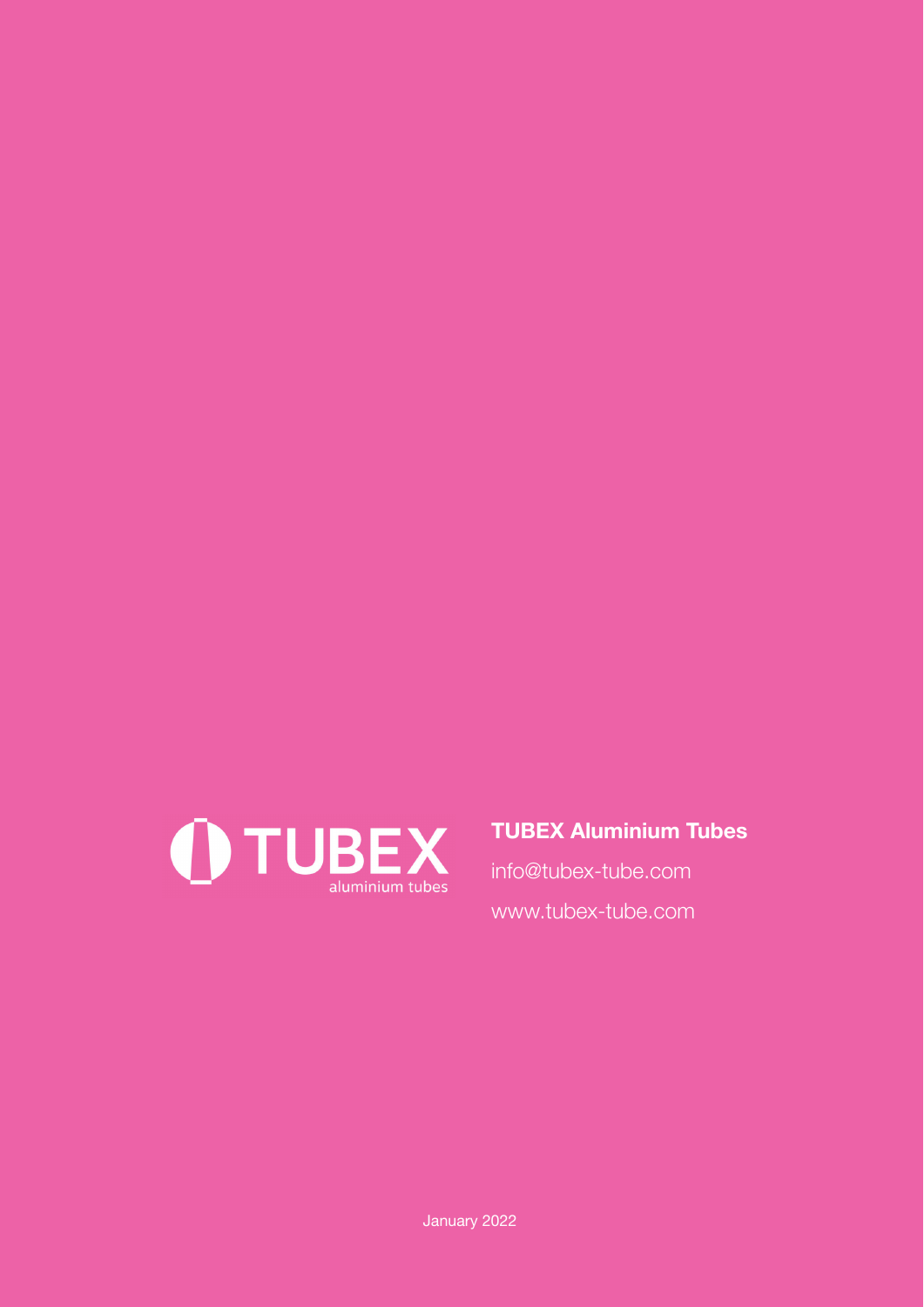TUBEX

aluminium tubes

**TUBEX Aluminium Tubes**

info@tubex-tube.com

www.tubex-tube.com

January 2022